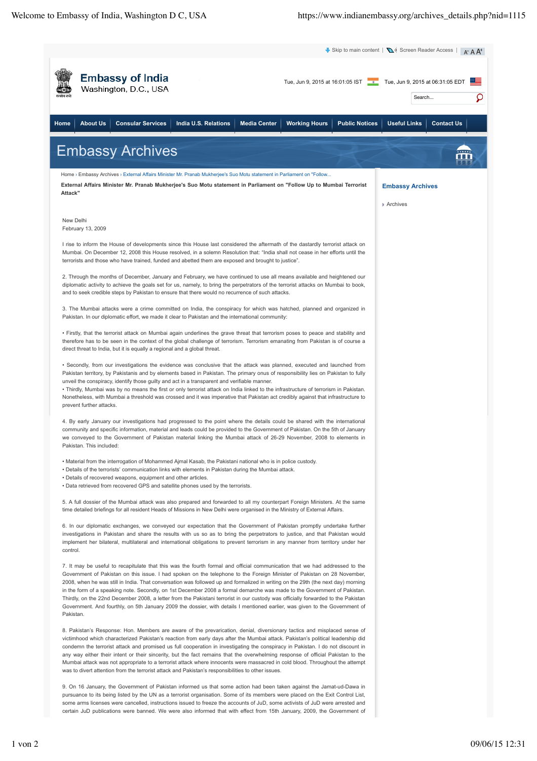Skip to main content | Screen Reader Access | A- A A+

# Embassy of India
Washington, D.C., USA

Tue, Jun 9, 2015 at 16:01:05 IST Tue, Jun 9, 2015 at 06:31:05 EDT

Home | About Us | Consular Services | India U.S. Relations | Media Center | Working Hours | Public Notices | Useful Links | Contact Us

## Embassy Archives

Home › Embassy Archives › External Affairs Minister Mr. Pranab Mukherjee's Suo Motu statement in Parliament on "Follow...

**External Affairs Minister Mr. Pranab Mukherjee's Suo Motu statement in Parliament on "Follow Up to Mumbai Terrorist Attack"**

New Delhi
February 13, 2009

I rise to inform the House of developments since this House last considered the aftermath of the dastardly terrorist attack on Mumbai. On December 12, 2008 this House resolved, in a solemn Resolution that: "India shall not cease in her efforts until the terrorists and those who have trained, funded and abetted them are exposed and brought to justice".

2. Through the months of December, January and February, we have continued to use all means available and heightened our diplomatic activity to achieve the goals set for us, namely, to bring the perpetrators of the terrorist attacks on Mumbai to book, and to seek credible steps by Pakistan to ensure that there would no recurrence of such attacks.

3. The Mumbai attacks were a crime committed on India, the conspiracy for which was hatched, planned and organized in Pakistan. In our diplomatic effort, we made it clear to Pakistan and the international community:

• Firstly, that the terrorist attack on Mumbai again underlines the grave threat that terrorism poses to peace and stability and therefore has to be seen in the context of the global challenge of terrorism. Terrorism emanating from Pakistan is of course a direct threat to India, but it is equally a regional and a global threat.

• Secondly, from our investigations the evidence was conclusive that the attack was planned, executed and launched from Pakistan territory, by Pakistanis and by elements based in Pakistan. The primary onus of responsibility lies on Pakistan to fully unveil the conspiracy, identify those guilty and act in a transparent and verifiable manner.
• Thirdly, Mumbai was by no means the first or only terrorist attack on India linked to the infrastructure of terrorism in Pakistan. Nonetheless, with Mumbai a threshold was crossed and it was imperative that Pakistan act credibly against that infrastructure to prevent further attacks.

4. By early January our investigations had progressed to the point where the details could be shared with the international community and specific information, material and leads could be provided to the Government of Pakistan. On the 5th of January we conveyed to the Government of Pakistan material linking the Mumbai attack of 26-29 November, 2008 to elements in Pakistan. This included:

• Material from the interrogation of Mohammed Ajmal Kasab, the Pakistani national who is in police custody.
• Details of the terrorists' communication links with elements in Pakistan during the Mumbai attack.
• Details of recovered weapons, equipment and other articles.
• Data retrieved from recovered GPS and satellite phones used by the terrorists.

5. A full dossier of the Mumbai attack was also prepared and forwarded to all my counterpart Foreign Ministers. At the same time detailed briefings for all resident Heads of Missions in New Delhi were organised in the Ministry of External Affairs.

6. In our diplomatic exchanges, we conveyed our expectation that the Government of Pakistan promptly undertake further investigations in Pakistan and share the results with us so as to bring the perpetrators to justice, and that Pakistan would implement her bilateral, multilateral and international obligations to prevent terrorism in any manner from territory under her control.

7. It may be useful to recapitulate that this was the fourth formal and official communication that we had addressed to the Government of Pakistan on this issue. I had spoken on the telephone to the Foreign Minister of Pakistan on 28 November, 2008, when he was still in India. That conversation was followed up and formalized in writing on the 29th (the next day) morning in the form of a speaking note. Secondly, on 1st December 2008 a formal demarche was made to the Government of Pakistan. Thirdly, on the 22nd December 2008, a letter from the Pakistani terrorist in our custody was officially forwarded to the Pakistan Government. And fourthly, on 5th January 2009 the dossier, with details I mentioned earlier, was given to the Government of Pakistan.

8. Pakistan's Response: Hon. Members are aware of the prevarication, denial, diversionary tactics and misplaced sense of victimhood which characterized Pakistan's reaction from early days after the Mumbai attack. Pakistan's political leadership did condemn the terrorist attack and promised us full cooperation in investigating the conspiracy in Pakistan. I do not discount in any way either their intent or their sincerity, but the fact remains that the overwhelming response of official Pakistan to the Mumbai attack was not appropriate to a terrorist attack where innocents were massacred in cold blood. Throughout the attempt was to divert attention from the terrorist attack and Pakistan's responsibilities to other issues.

9. On 16 January, the Government of Pakistan informed us that some action had been taken against the Jamat-ud-Dawa in pursuance to its being listed by the UN as a terrorist organisation. Some of its members were placed on the Exit Control List, some arms licenses were cancelled, instructions issued to freeze the accounts of JuD, some activists of JuD were arrested and certain JuD publications were banned. We were also informed that with effect from 15th January, 2009, the Government of

**Embassy Archives**

› Archives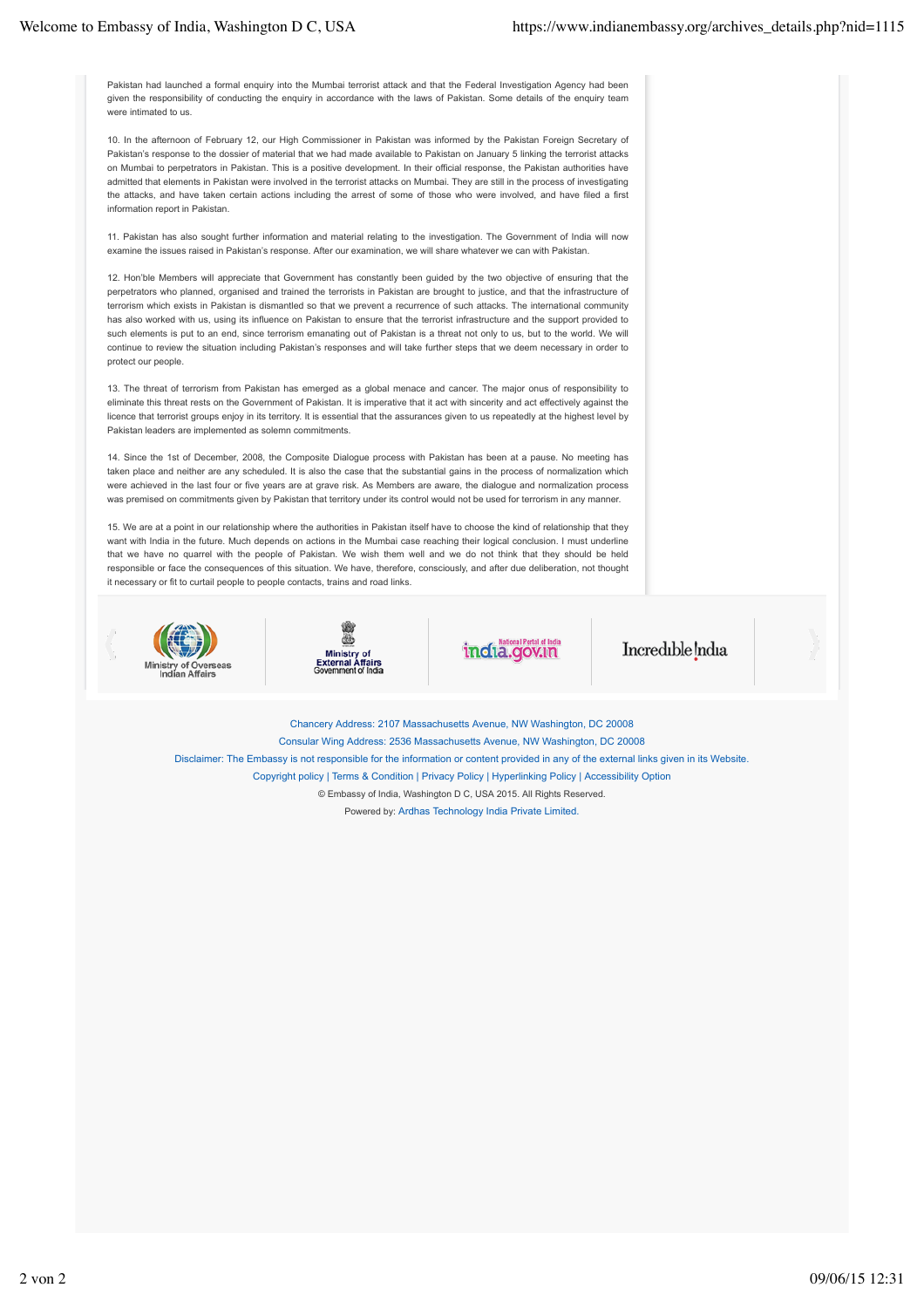Pakistan had launched a formal enquiry into the Mumbai terrorist attack and that the Federal Investigation Agency had been given the responsibility of conducting the enquiry in accordance with the laws of Pakistan. Some details of the enquiry team were intimated to us.

10. In the afternoon of February 12, our High Commissioner in Pakistan was informed by the Pakistan Foreign Secretary of Pakistan's response to the dossier of material that we had made available to Pakistan on January 5 linking the terrorist attacks on Mumbai to perpetrators in Pakistan. This is a positive development. In their official response, the Pakistan authorities have admitted that elements in Pakistan were involved in the terrorist attacks on Mumbai. They are still in the process of investigating the attacks, and have taken certain actions including the arrest of some of those who were involved, and have filed a first information report in Pakistan.

11. Pakistan has also sought further information and material relating to the investigation. The Government of India will now examine the issues raised in Pakistan's response. After our examination, we will share whatever we can with Pakistan.

12. Hon'ble Members will appreciate that Government has constantly been guided by the two objective of ensuring that the perpetrators who planned, organised and trained the terrorists in Pakistan are brought to justice, and that the infrastructure of terrorism which exists in Pakistan is dismantled so that we prevent a recurrence of such attacks. The international community has also worked with us, using its influence on Pakistan to ensure that the terrorist infrastructure and the support provided to such elements is put to an end, since terrorism emanating out of Pakistan is a threat not only to us, but to the world. We will continue to review the situation including Pakistan's responses and will take further steps that we deem necessary in order to protect our people.

13. The threat of terrorism from Pakistan has emerged as a global menace and cancer. The major onus of responsibility to eliminate this threat rests on the Government of Pakistan. It is imperative that it act with sincerity and act effectively against the licence that terrorist groups enjoy in its territory. It is essential that the assurances given to us repeatedly at the highest level by Pakistan leaders are implemented as solemn commitments.

14. Since the 1st of December, 2008, the Composite Dialogue process with Pakistan has been at a pause. No meeting has taken place and neither are any scheduled. It is also the case that the substantial gains in the process of normalization which were achieved in the last four or five years are at grave risk. As Members are aware, the dialogue and normalization process was premised on commitments given by Pakistan that territory under its control would not be used for terrorism in any manner.

15. We are at a point in our relationship where the authorities in Pakistan itself have to choose the kind of relationship that they want with India in the future. Much depends on actions in the Mumbai case reaching their logical conclusion. I must underline that we have no quarrel with the people of Pakistan. We wish them well and we do not think that they should be held responsible or face the consequences of this situation. We have, therefore, consciously, and after due deliberation, not thought it necessary or fit to curtail people to people contacts, trains and road links.

Ministry of Overseas Indian Affairs

Ministry of External Affairs Government of India

india.gov.in National Portal of India

Incredible India

Chancery Address: 2107 Massachusetts Avenue, NW Washington, DC 20008

Consular Wing Address: 2536 Massachusetts Avenue, NW Washington, DC 20008

Disclaimer: The Embassy is not responsible for the information or content provided in any of the external links given in its Website.

Copyright policy | Terms & Condition | Privacy Policy | Hyperlinking Policy | Accessibility Option

© Embassy of India, Washington D C, USA 2015. All Rights Reserved.

Powered by: Ardhas Technology India Private Limited.